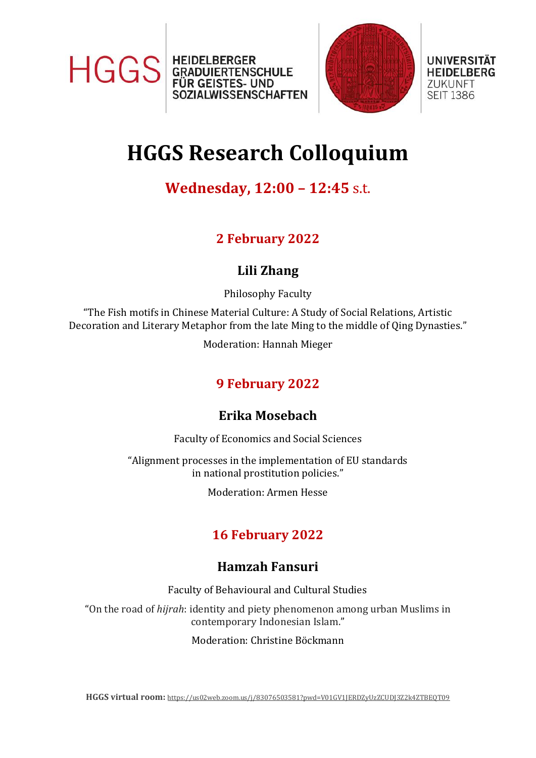HGGS HEIDELBERGER GRADUIERTENSCHULE FÜR GEISTES- UND SOZIALWISSENSCHAFTEN

UNIVERSITÄT HEIDELBERG ZUKUNFT SEIT 1386

# HGGS Research Colloquium

## Wednesday, 12:00 – 12:45 s.t.

### 2 February 2022

**Lili Zhang**

Philosophy Faculty

"The Fish motifs in Chinese Material Culture: A Study of Social Relations, Artistic Decoration and Literary Metaphor from the late Ming to the middle of Qing Dynasties."

Moderation: Hannah Mieger

### 9 February 2022

**Erika Mosebach**

Faculty of Economics and Social Sciences

"Alignment processes in the implementation of EU standards in national prostitution policies."

Moderation: Armen Hesse

### 16 February 2022

**Hamzah Fansuri**

Faculty of Behavioural and Cultural Studies

"On the road of *hijrah*: identity and piety phenomenon among urban Muslims in contemporary Indonesian Islam."

Moderation: Christine Böckmann

**HGGS virtual room:** https://us02web.zoom.us/j/83076503581?pwd=V01GV1JERDZyUzZCUDJ3Z2k4ZTBEQT09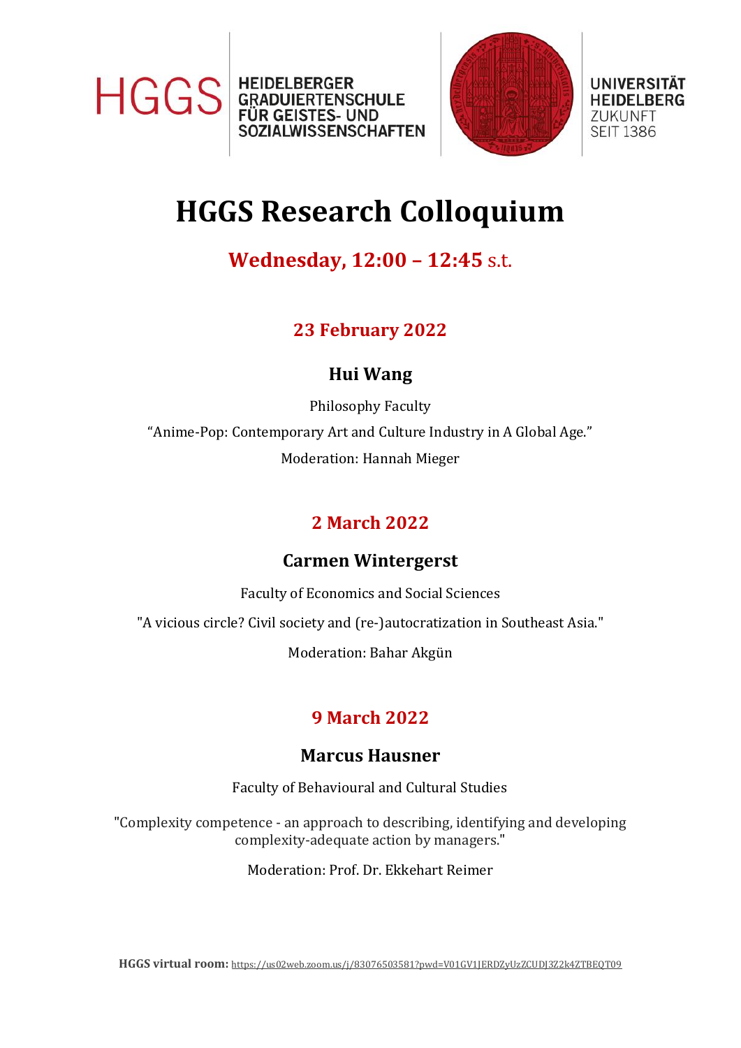HGGS HEIDELBERGER GRADUIERTENSCHULE FÜR GEISTES- UND SOZIALWISSENSCHAFTEN

UNIVERSITÄT HEIDELBERG ZUKUNFT SEIT 1386

# HGGS Research Colloquium

## Wednesday, 12:00 – 12:45 s.t.

### 23 February 2022

### Hui Wang

Philosophy Faculty

“Anime-Pop: Contemporary Art and Culture Industry in A Global Age.”

Moderation: Hannah Mieger

### 2 March 2022

### Carmen Wintergerst

Faculty of Economics and Social Sciences

"A vicious circle? Civil society and (re-)autocratization in Southeast Asia."

Moderation: Bahar Akgün

### 9 March 2022

### Marcus Hausner

Faculty of Behavioural and Cultural Studies

"Complexity competence - an approach to describing, identifying and developing complexity-adequate action by managers."

Moderation: Prof. Dr. Ekkehart Reimer

**HGGS virtual room:** https://us02web.zoom.us/j/83076503581?pwd=V01GV1JERDZyUzZCUDJ3Z2k4ZTBEQT09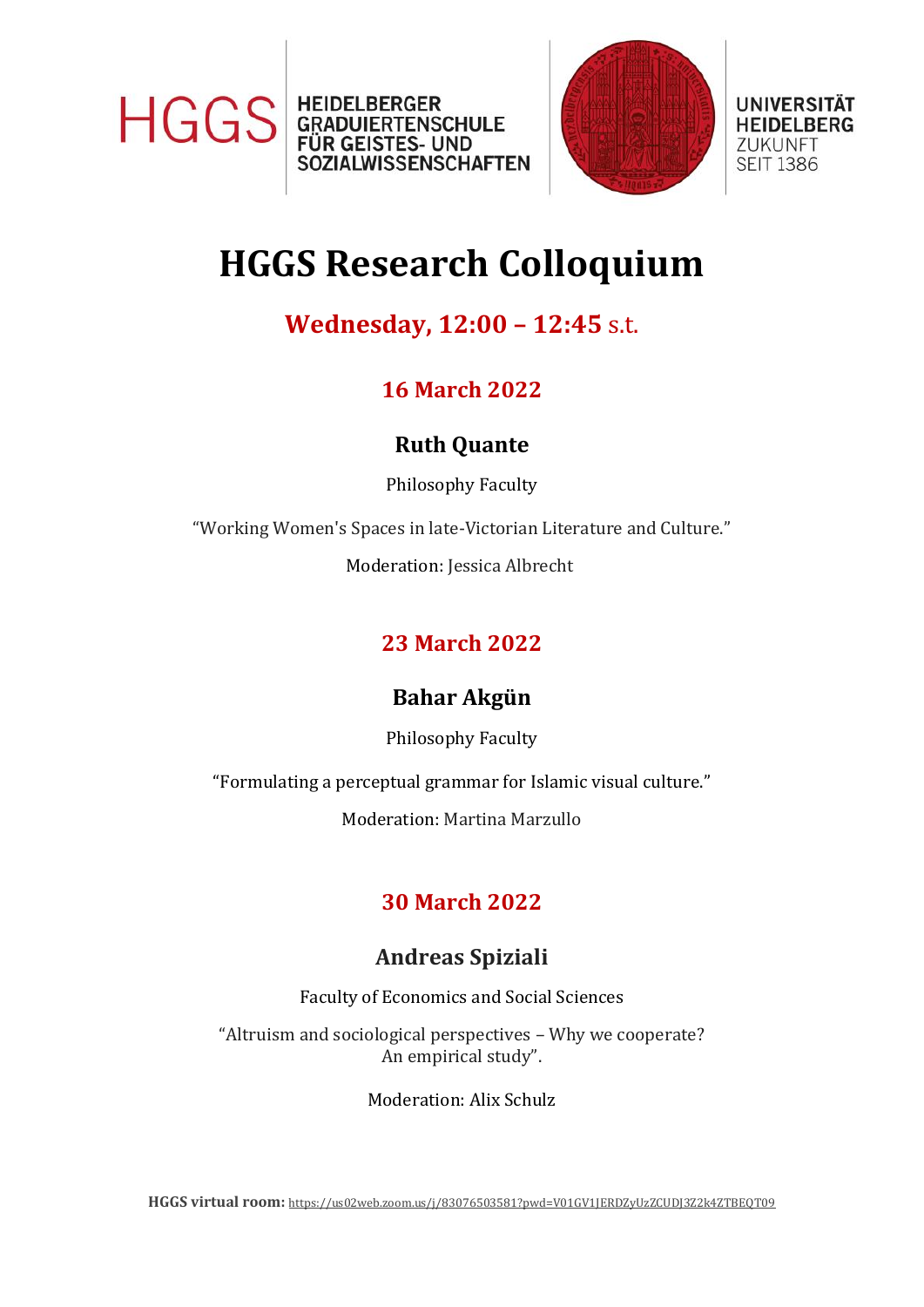HGGS HEIDELBERGER GRADUIERTENSCHULE FÜR GEISTES- UND SOZIALWISSENSCHAFTEN

UNIVERSITÄT HEIDELBERG ZUKUNFT SEIT 1386

# HGGS Research Colloquium

## Wednesday, 12:00 – 12:45 s.t.

### 16 March 2022

**Ruth Quante**

Philosophy Faculty

“Working Women's Spaces in late-Victorian Literature and Culture.”

Moderation: Jessica Albrecht

### 23 March 2022

**Bahar Akgün**

Philosophy Faculty

“Formulating a perceptual grammar for Islamic visual culture.”

Moderation: Martina Marzullo

### 30 March 2022

**Andreas Spiziali**

Faculty of Economics and Social Sciences

“Altruism and sociological perspectives – Why we cooperate? An empirical study”.

Moderation: Alix Schulz

**HGGS virtual room:** https://us02web.zoom.us/j/83076503581?pwd=V01GV1JERDZyUzZCUDJ3Z2k4ZTBEQT09